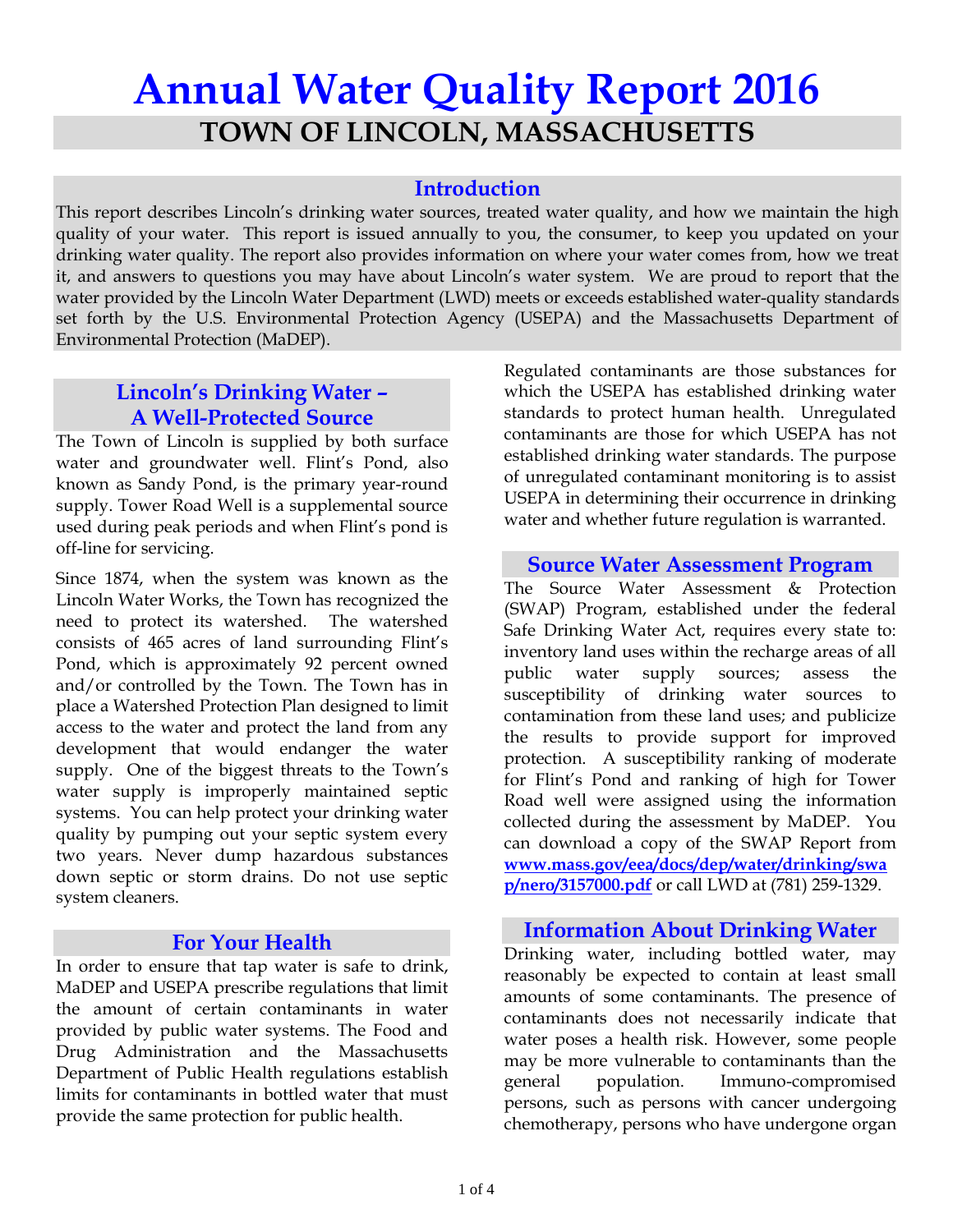# Annual Water Quality Report 2016

## TOWN OF LINCOLN, MASSACHUSETTS

### Introduction

This report describes Lincoln's drinking water sources, treated water quality, and how we maintain the high quality of your water. This report is issued annually to you, the consumer, to keep you updated on your drinking water quality. The report also provides information on where your water comes from, how we treat it, and answers to questions you may have about Lincoln's water system. We are proud to report that the water provided by the Lincoln Water Department (LWD) meets or exceeds established water-quality standards set forth by the U.S. Environmental Protection Agency (USEPA) and the Massachusetts Department of Environmental Protection (MaDEP).

### Lincoln's Drinking Water – A Well-Protected Source

The Town of Lincoln is supplied by both surface water and groundwater well. Flint's Pond, also known as Sandy Pond, is the primary year-round supply. Tower Road Well is a supplemental source used during peak periods and when Flint's pond is off-line for servicing.

Since 1874, when the system was known as the Lincoln Water Works, the Town has recognized the need to protect its watershed. The watershed consists of 465 acres of land surrounding Flint's Pond, which is approximately 92 percent owned and/or controlled by the Town. The Town has in place a Watershed Protection Plan designed to limit access to the water and protect the land from any development that would endanger the water supply. One of the biggest threats to the Town's water supply is improperly maintained septic systems. You can help protect your drinking water quality by pumping out your septic system every two years. Never dump hazardous substances down septic or storm drains. Do not use septic system cleaners.

### For Your Health

In order to ensure that tap water is safe to drink, MaDEP and USEPA prescribe regulations that limit the amount of certain contaminants in water provided by public water systems. The Food and Drug Administration and the Massachusetts Department of Public Health regulations establish limits for contaminants in bottled water that must provide the same protection for public health.

Regulated contaminants are those substances for which the USEPA has established drinking water standards to protect human health. Unregulated contaminants are those for which USEPA has not established drinking water standards. The purpose of unregulated contaminant monitoring is to assist USEPA in determining their occurrence in drinking water and whether future regulation is warranted.

### Source Water Assessment Program

The Source Water Assessment & Protection (SWAP) Program, established under the federal Safe Drinking Water Act, requires every state to: inventory land uses within the recharge areas of all public water supply sources; assess the susceptibility of drinking water sources to contamination from these land uses; and publicize the results to provide support for improved protection. A susceptibility ranking of moderate for Flint's Pond and ranking of high for Tower Road well were assigned using the information collected during the assessment by MaDEP. You can download a copy of the SWAP Report from **www.mass.gov/eea/docs/dep/water/drinking/swap/nero/3157000.pdf** or call LWD at (781) 259-1329.

### Information About Drinking Water

Drinking water, including bottled water, may reasonably be expected to contain at least small amounts of some contaminants. The presence of contaminants does not necessarily indicate that water poses a health risk. However, some people may be more vulnerable to contaminants than the general population. Immuno-compromised persons, such as persons with cancer undergoing chemotherapy, persons who have undergone organ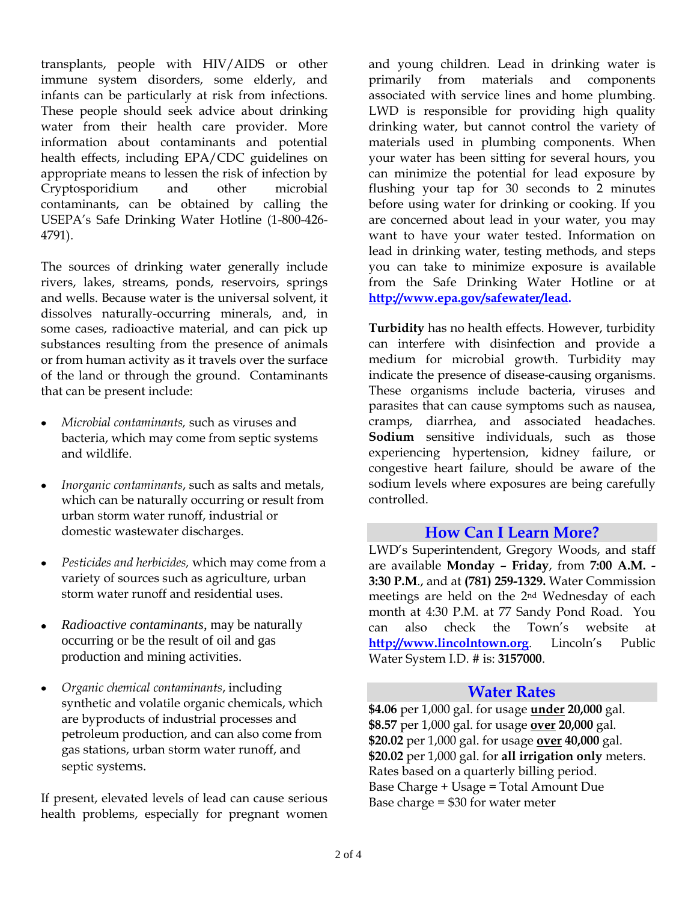transplants, people with HIV/AIDS or other immune system disorders, some elderly, and infants can be particularly at risk from infections. These people should seek advice about drinking water from their health care provider. More information about contaminants and potential health effects, including EPA/CDC guidelines on appropriate means to lessen the risk of infection by Cryptosporidium and other microbial contaminants, can be obtained by calling the USEPA's Safe Drinking Water Hotline (1-800-426-4791).

The sources of drinking water generally include rivers, lakes, streams, ponds, reservoirs, springs and wells. Because water is the universal solvent, it dissolves naturally-occurring minerals, and, in some cases, radioactive material, and can pick up substances resulting from the presence of animals or from human activity as it travels over the surface of the land or through the ground. Contaminants that can be present include:

- *Microbial contaminants,* such as viruses and bacteria, which may come from septic systems and wildlife.
- *Inorganic contaminants*, such as salts and metals, which can be naturally occurring or result from urban storm water runoff, industrial or domestic wastewater discharges.
- *Pesticides and herbicides,* which may come from a variety of sources such as agriculture, urban storm water runoff and residential uses.
- *Radioactive contaminants*, may be naturally occurring or be the result of oil and gas production and mining activities.
- *Organic chemical contaminants*, including synthetic and volatile organic chemicals, which are byproducts of industrial processes and petroleum production, and can also come from gas stations, urban storm water runoff, and septic systems.

If present, elevated levels of lead can cause serious health problems, especially for pregnant women and young children. Lead in drinking water is primarily from materials and components associated with service lines and home plumbing. LWD is responsible for providing high quality drinking water, but cannot control the variety of materials used in plumbing components. When your water has been sitting for several hours, you can minimize the potential for lead exposure by flushing your tap for 30 seconds to 2 minutes before using water for drinking or cooking. If you are concerned about lead in your water, you may want to have your water tested. Information on lead in drinking water, testing methods, and steps you can take to minimize exposure is available from the Safe Drinking Water Hotline or at **http://www.epa.gov/safewater/lead.**

**Turbidity** has no health effects. However, turbidity can interfere with disinfection and provide a medium for microbial growth. Turbidity may indicate the presence of disease-causing organisms. These organisms include bacteria, viruses and parasites that can cause symptoms such as nausea, cramps, diarrhea, and associated headaches. **Sodium** sensitive individuals, such as those experiencing hypertension, kidney failure, or congestive heart failure, should be aware of the sodium levels where exposures are being carefully controlled.

## How Can I Learn More?

LWD's Superintendent, Gregory Woods, and staff are available **Monday – Friday**, from **7:00 A.M. - 3:30 P.M**., and at **(781) 259-1329.** Water Commission meetings are held on the 2nd Wednesday of each month at 4:30 P.M. at 77 Sandy Pond Road. You can also check the Town's website at **http://www.lincolntown.org**. Lincoln's Public Water System I.D. # is: **3157000**.

## Water Rates

**$4.06** per 1,000 gal. for usage **under 20,000** gal.
**$8.57** per 1,000 gal. for usage **over 20,000** gal.
**$20.02** per 1,000 gal. for usage **over 40,000** gal.
**$20.02** per 1,000 gal. for **all irrigation only** meters.
Rates based on a quarterly billing period.
Base Charge + Usage = Total Amount Due
Base charge = $30 for water meter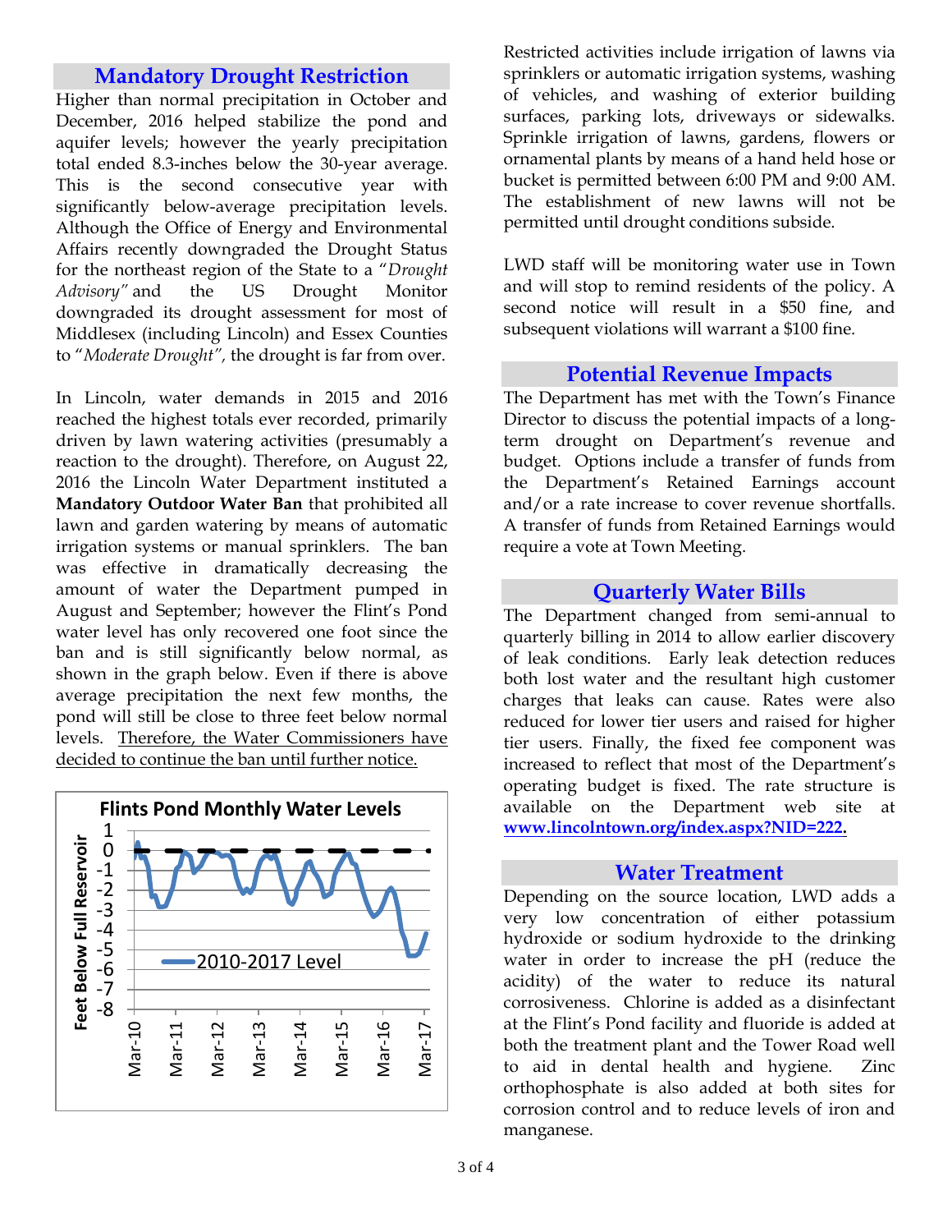## Mandatory Drought Restriction

Higher than normal precipitation in October and December, 2016 helped stabilize the pond and aquifer levels; however the yearly precipitation total ended 8.3-inches below the 30-year average. This is the second consecutive year with significantly below-average precipitation levels. Although the Office of Energy and Environmental Affairs recently downgraded the Drought Status for the northeast region of the State to a "*Drought Advisory"* and the US Drought Monitor downgraded its drought assessment for most of Middlesex (including Lincoln) and Essex Counties to "*Moderate Drought",* the drought is far from over.

In Lincoln, water demands in 2015 and 2016 reached the highest totals ever recorded, primarily driven by lawn watering activities (presumably a reaction to the drought). Therefore, on August 22, 2016 the Lincoln Water Department instituted a **Mandatory Outdoor Water Ban** that prohibited all lawn and garden watering by means of automatic irrigation systems or manual sprinklers. The ban was effective in dramatically decreasing the amount of water the Department pumped in August and September; however the Flint's Pond water level has only recovered one foot since the ban and is still significantly below normal, as shown in the graph below. Even if there is above average precipitation the next few months, the pond will still be close to three feet below normal levels. Therefore, the Water Commissioners have decided to continue the ban until further notice.

**Flints Pond Monthly Water Levels**

(Graph: Feet Below Full Reservoir, 1 to -8; Mar-10 through Mar-17; 2010-2017 Level)

Restricted activities include irrigation of lawns via sprinklers or automatic irrigation systems, washing of vehicles, and washing of exterior building surfaces, parking lots, driveways or sidewalks. Sprinkle irrigation of lawns, gardens, flowers or ornamental plants by means of a hand held hose or bucket is permitted between 6:00 PM and 9:00 AM. The establishment of new lawns will not be permitted until drought conditions subside.

LWD staff will be monitoring water use in Town and will stop to remind residents of the policy. A second notice will result in a $50 fine, and subsequent violations will warrant a $100 fine.

## Potential Revenue Impacts

The Department has met with the Town's Finance Director to discuss the potential impacts of a long-term drought on Department's revenue and budget. Options include a transfer of funds from the Department's Retained Earnings account and/or a rate increase to cover revenue shortfalls. A transfer of funds from Retained Earnings would require a vote at Town Meeting.

## Quarterly Water Bills

The Department changed from semi-annual to quarterly billing in 2014 to allow earlier discovery of leak conditions. Early leak detection reduces both lost water and the resultant high customer charges that leaks can cause. Rates were also reduced for lower tier users and raised for higher tier users. Finally, the fixed fee component was increased to reflect that most of the Department's operating budget is fixed. The rate structure is available on the Department web site at **www.lincolntown.org/index.aspx?NID=222.**

## Water Treatment

Depending on the source location, LWD adds a very low concentration of either potassium hydroxide or sodium hydroxide to the drinking water in order to increase the pH (reduce the acidity) of the water to reduce its natural corrosiveness. Chlorine is added as a disinfectant at the Flint's Pond facility and fluoride is added at both the treatment plant and the Tower Road well to aid in dental health and hygiene. Zinc orthophosphate is also added at both sites for corrosion control and to reduce levels of iron and manganese.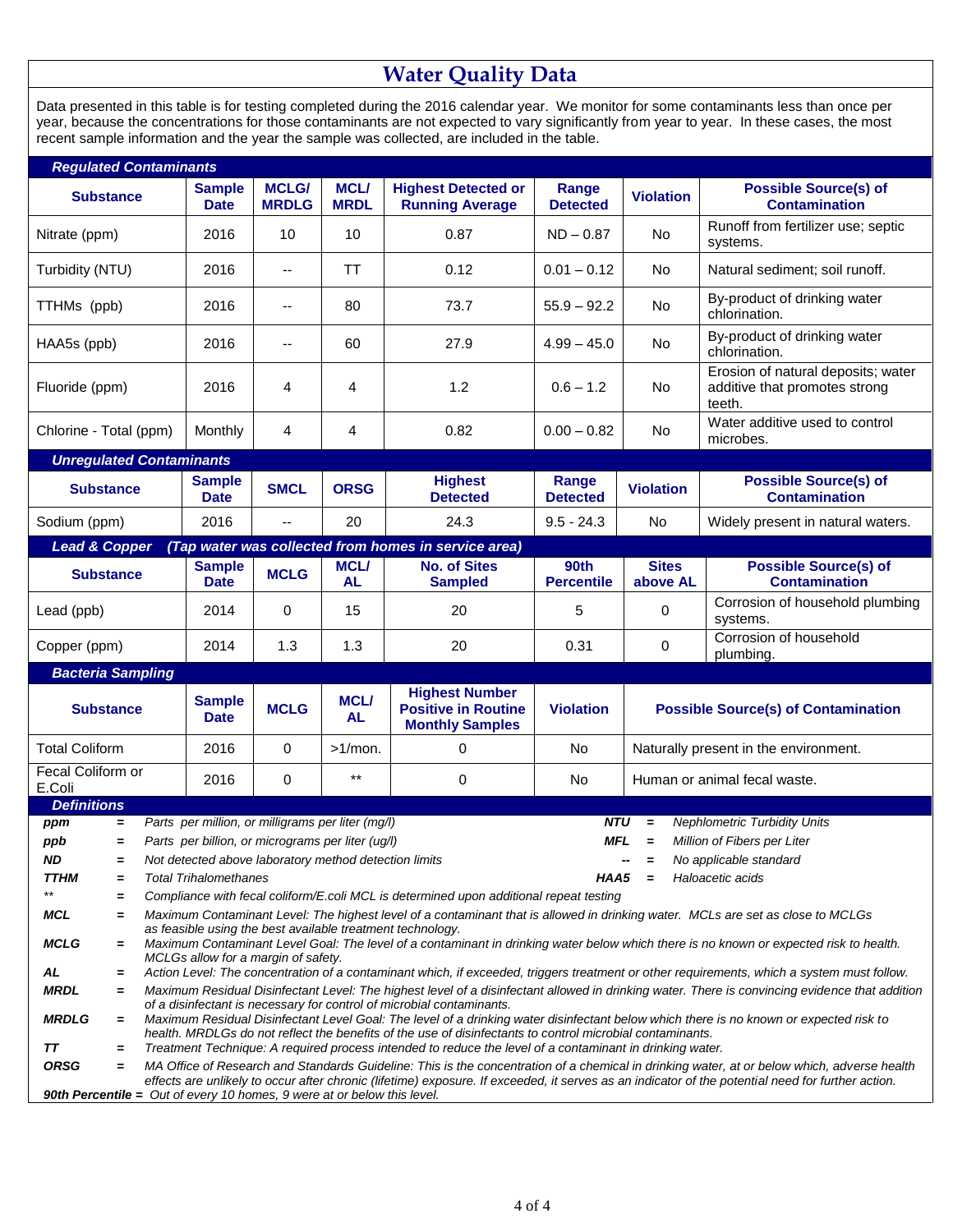# Water Quality Data

Data presented in this table is for testing completed during the 2016 calendar year. We monitor for some contaminants less than once per year, because the concentrations for those contaminants are not expected to vary significantly from year to year. In these cases, the most recent sample information and the year the sample was collected, are included in the table.

***Regulated Contaminants***

| Substance | Sample Date | MCLG/ MRDLG | MCL/ MRDL | Highest Detected or Running Average | Range Detected | Violation | Possible Source(s) of Contamination |
|---|---|---|---|---|---|---|---|
| Nitrate (ppm) | 2016 | 10 | 10 | 0.87 | ND – 0.87 | No | Runoff from fertilizer use; septic systems. |
| Turbidity (NTU) | 2016 | -- | TT | 0.12 | 0.01 – 0.12 | No | Natural sediment; soil runoff. |
| TTHMs (ppb) | 2016 | -- | 80 | 73.7 | 55.9 – 92.2 | No | By-product of drinking water chlorination. |
| HAA5s (ppb) | 2016 | -- | 60 | 27.9 | 4.99 – 45.0 | No | By-product of drinking water chlorination. |
| Fluoride (ppm) | 2016 | 4 | 4 | 1.2 | 0.6 – 1.2 | No | Erosion of natural deposits; water additive that promotes strong teeth. |
| Chlorine - Total (ppm) | Monthly | 4 | 4 | 0.82 | 0.00 – 0.82 | No | Water additive used to control microbes. |

***Unregulated Contaminants***

| Substance | Sample Date | SMCL | ORSG | Highest Detected | Range Detected | Violation | Possible Source(s) of Contamination |
|---|---|---|---|---|---|---|---|
| Sodium (ppm) | 2016 | -- | 20 | 24.3 | 9.5 - 24.3 | No | Widely present in natural waters. |

***Lead & Copper (Tap water was collected from homes in service area)***

| Substance | Sample Date | MCLG | MCL/ AL | No. of Sites Sampled | 90th Percentile | Sites above AL | Possible Source(s) of Contamination |
|---|---|---|---|---|---|---|---|
| Lead (ppb) | 2014 | 0 | 15 | 20 | 5 | 0 | Corrosion of household plumbing systems. |
| Copper (ppm) | 2014 | 1.3 | 1.3 | 20 | 0.31 | 0 | Corrosion of household plumbing. |

***Bacteria Sampling***

| Substance | Sample Date | MCLG | MCL/ AL | Highest Number Positive in Routine Monthly Samples | Violation | Possible Source(s) of Contamination |
|---|---|---|---|---|---|---|
| Total Coliform | 2016 | 0 | >1/mon. | 0 | No | Naturally present in the environment. |
| Fecal Coliform or E.Coli | 2016 | 0 | ** | 0 | No | Human or animal fecal waste. |

***Definitions***

- ***ppm*** = *Parts per million, or milligrams per liter (mg/l)*
- ***ppb*** = *Parts per billion, or micrograms per liter (ug/l)*
- ***ND*** = *Not detected above laboratory method detection limits*
- ***TTHM*** = *Total Trihalomethanes*
- ***NTU*** = *Nephlometric Turbidity Units*
- ***MFL*** = *Million of Fibers per Liter*
- ***--*** = *No applicable standard*
- ***HAA5*** = *Haloacetic acids*
- ***\*\**** = *Compliance with fecal coliform/E.coli MCL is determined upon additional repeat testing*
- ***MCL*** = *Maximum Contaminant Level: The highest level of a contaminant that is allowed in drinking water. MCLs are set as close to MCLGs as feasible using the best available treatment technology.*
- ***MCLG*** = *Maximum Contaminant Level Goal: The level of a contaminant in drinking water below which there is no known or expected risk to health. MCLGs allow for a margin of safety.*
- ***AL*** = *Action Level: The concentration of a contaminant which, if exceeded, triggers treatment or other requirements, which a system must follow.*
- ***MRDL*** = *Maximum Residual Disinfectant Level: The highest level of a disinfectant allowed in drinking water. There is convincing evidence that addition of a disinfectant is necessary for control of microbial contaminants.*
- ***MRDLG*** = *Maximum Residual Disinfectant Level Goal: The level of a drinking water disinfectant below which there is no known or expected risk to health. MRDLGs do not reflect the benefits of the use of disinfectants to control microbial contaminants.*
- ***TT*** = *Treatment Technique: A required process intended to reduce the level of a contaminant in drinking water.*
- ***ORSG*** = *MA Office of Research and Standards Guideline: This is the concentration of a chemical in drinking water, at or below which, adverse health effects are unlikely to occur after chronic (lifetime) exposure. If exceeded, it serves as an indicator of the potential need for further action.*
- ***90th Percentile*** = *Out of every 10 homes, 9 were at or below this level.*